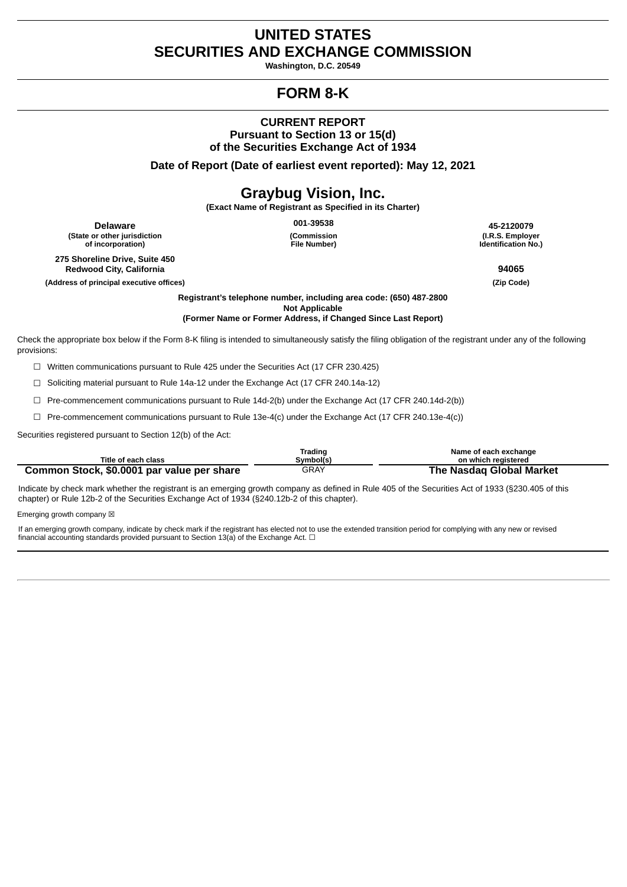# UNITED STATES
# SECURITIES AND EXCHANGE COMMISSION

**Washington, D.C. 20549**

# FORM 8-K

**CURRENT REPORT**
**Pursuant to Section 13 or 15(d)**
**of the Securities Exchange Act of 1934**

**Date of Report (Date of earliest event reported): May 12, 2021**

# Graybug Vision, Inc.

**(Exact Name of Registrant as Specified in its Charter)**

| Delaware | 001-39538 | 45-2120079 |
|---|---|---|
| (State or other jurisdiction of incorporation) | (Commission File Number) | (I.R.S. Employer Identification No.) |

| 275 Shoreline Drive, Suite 450 Redwood City, California | 94065 |
|---|---|
| (Address of principal executive offices) | (Zip Code) |

**Registrant's telephone number, including area code: (650) 487-2800**
**Not Applicable**
**(Former Name or Former Address, if Changed Since Last Report)**

Check the appropriate box below if the Form 8-K filing is intended to simultaneously satisfy the filing obligation of the registrant under any of the following provisions:

☐ Written communications pursuant to Rule 425 under the Securities Act (17 CFR 230.425)

☐ Soliciting material pursuant to Rule 14a-12 under the Exchange Act (17 CFR 240.14a-12)

☐ Pre-commencement communications pursuant to Rule 14d-2(b) under the Exchange Act (17 CFR 240.14d-2(b))

☐ Pre-commencement communications pursuant to Rule 13e-4(c) under the Exchange Act (17 CFR 240.13e-4(c))

Securities registered pursuant to Section 12(b) of the Act:

| Title of each class | Trading Symbol(s) | Name of each exchange on which registered |
|---|---|---|
| **Common Stock, $0.0001 par value per share** | GRAY | **The Nasdaq Global Market** |

Indicate by check mark whether the registrant is an emerging growth company as defined in Rule 405 of the Securities Act of 1933 (§230.405 of this chapter) or Rule 12b-2 of the Securities Exchange Act of 1934 (§240.12b-2 of this chapter).

Emerging growth company ☒

If an emerging growth company, indicate by check mark if the registrant has elected not to use the extended transition period for complying with any new or revised financial accounting standards provided pursuant to Section 13(a) of the Exchange Act. ☐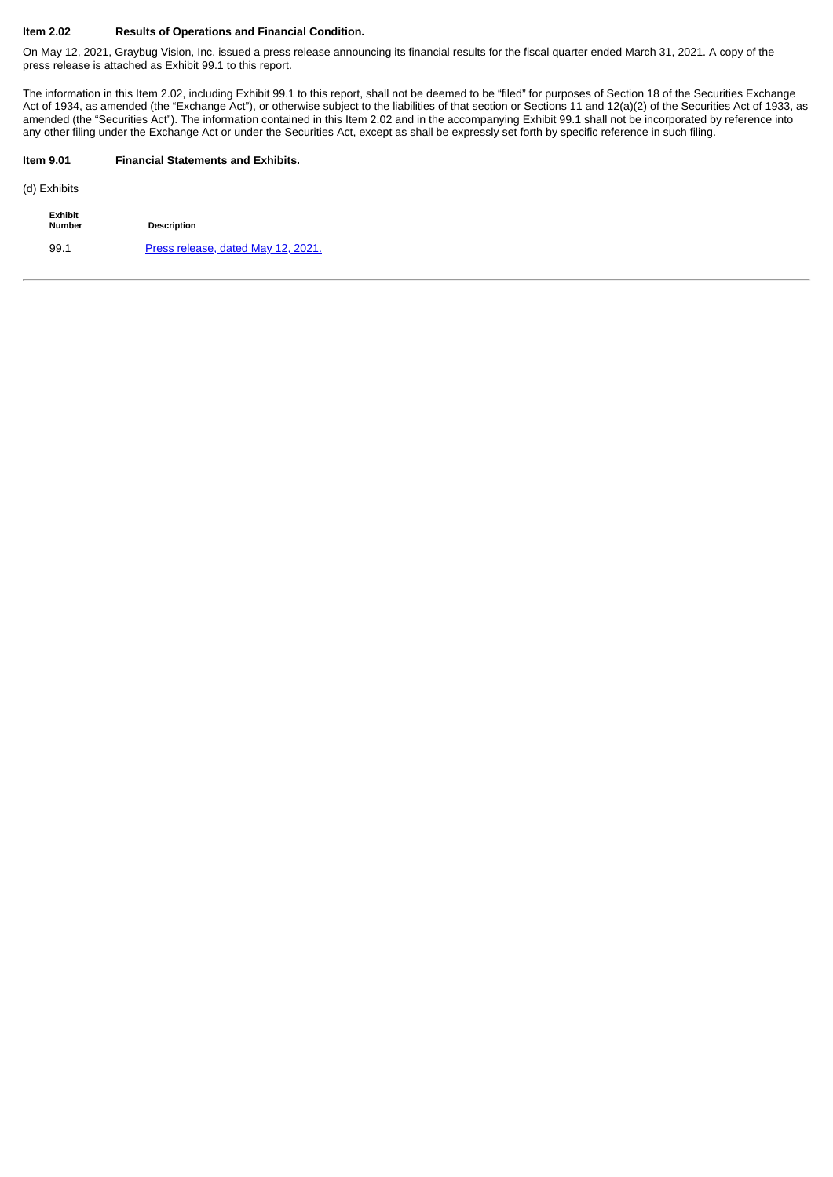**Item 2.02 Results of Operations and Financial Condition.**

On May 12, 2021, Graybug Vision, Inc. issued a press release announcing its financial results for the fiscal quarter ended March 31, 2021. A copy of the press release is attached as Exhibit 99.1 to this report.

The information in this Item 2.02, including Exhibit 99.1 to this report, shall not be deemed to be "filed" for purposes of Section 18 of the Securities Exchange Act of 1934, as amended (the "Exchange Act"), or otherwise subject to the liabilities of that section or Sections 11 and 12(a)(2) of the Securities Act of 1933, as amended (the "Securities Act"). The information contained in this Item 2.02 and in the accompanying Exhibit 99.1 shall not be incorporated by reference into any other filing under the Exchange Act or under the Securities Act, except as shall be expressly set forth by specific reference in such filing.

**Item 9.01 Financial Statements and Exhibits.**

(d) Exhibits

| Exhibit Number | Description |
|---|---|
| 99.1 | Press release, dated May 12, 2021. |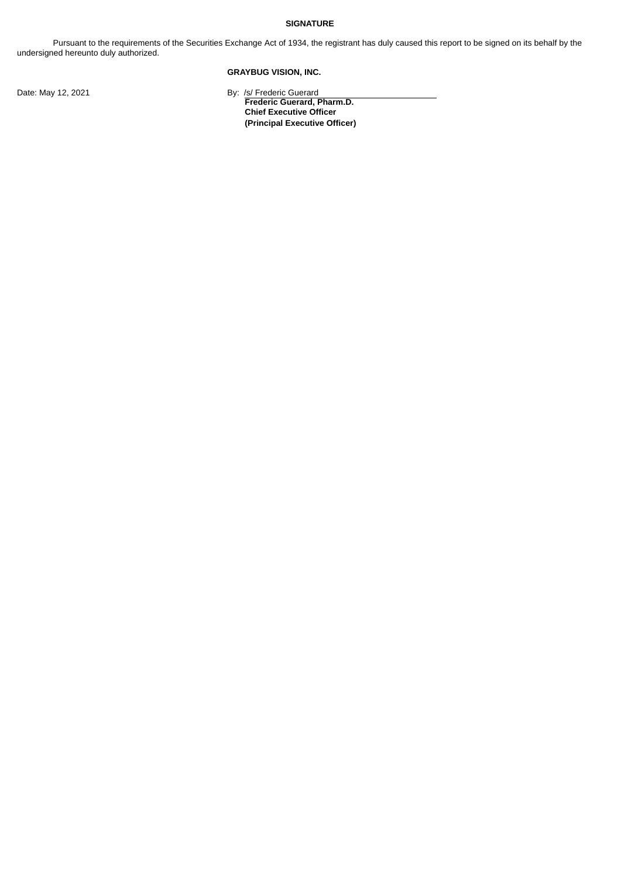**SIGNATURE**

Pursuant to the requirements of the Securities Exchange Act of 1934, the registrant has duly caused this report to be signed on its behalf by the undersigned hereunto duly authorized.

**GRAYBUG VISION, INC.**

Date: May 12, 2021

By: /s/ Frederic Guerard

**Frederic Guerard, Pharm.D.**
**Chief Executive Officer**
**(Principal Executive Officer)**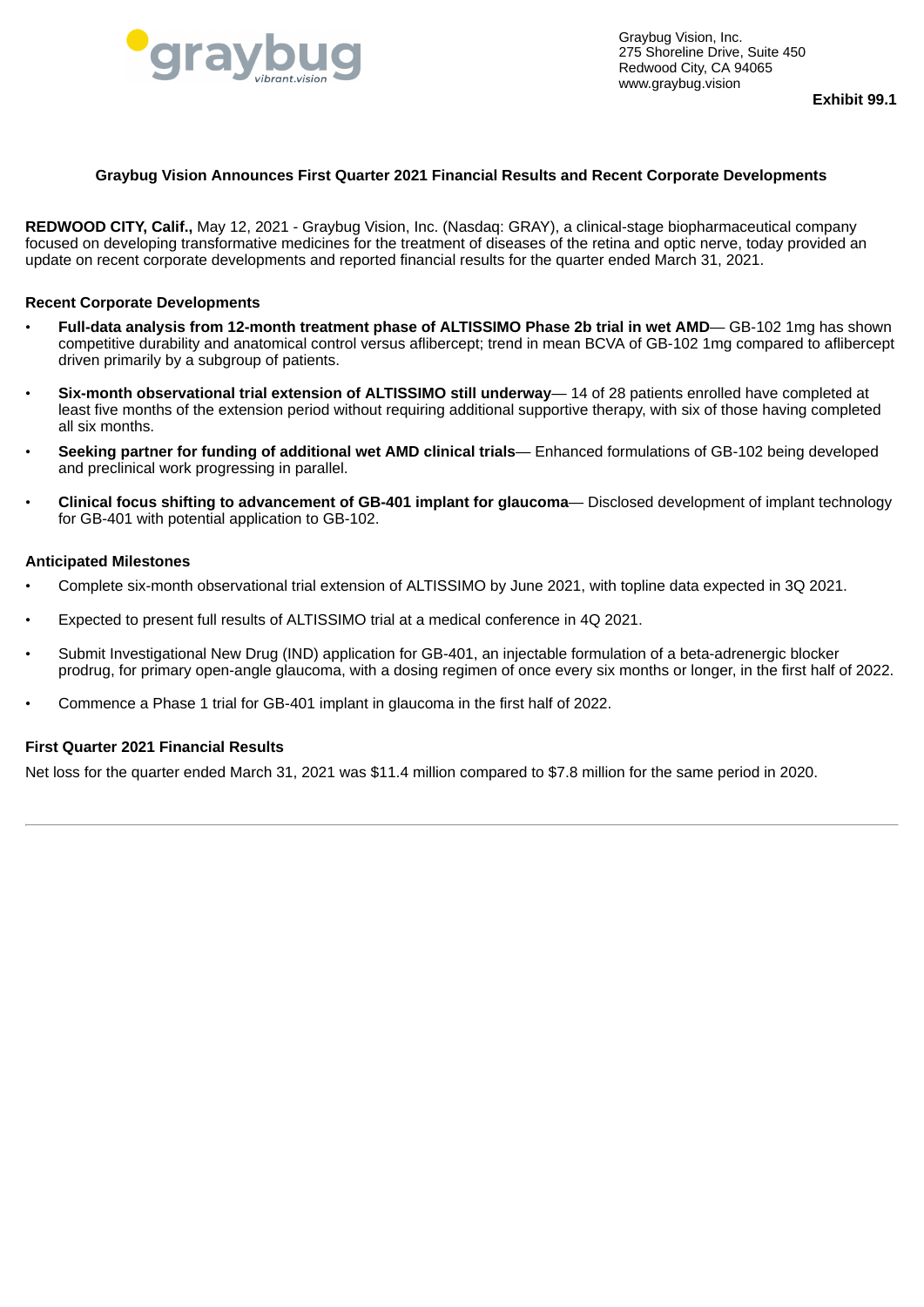Graybug Vision, Inc.
275 Shoreline Drive, Suite 450
Redwood City, CA 94065
www.graybug.vision

**Exhibit 99.1**

### Graybug Vision Announces First Quarter 2021 Financial Results and Recent Corporate Developments

**REDWOOD CITY, Calif.,** May 12, 2021 - Graybug Vision, Inc. (Nasdaq: GRAY), a clinical-stage biopharmaceutical company focused on developing transformative medicines for the treatment of diseases of the retina and optic nerve, today provided an update on recent corporate developments and reported financial results for the quarter ended March 31, 2021.

**Recent Corporate Developments**

- **Full-data analysis from 12-month treatment phase of ALTISSIMO Phase 2b trial in wet AMD**— GB-102 1mg has shown competitive durability and anatomical control versus aflibercept; trend in mean BCVA of GB-102 1mg compared to aflibercept driven primarily by a subgroup of patients.
- **Six-month observational trial extension of ALTISSIMO still underway**— 14 of 28 patients enrolled have completed at least five months of the extension period without requiring additional supportive therapy, with six of those having completed all six months.
- **Seeking partner for funding of additional wet AMD clinical trials**— Enhanced formulations of GB-102 being developed and preclinical work progressing in parallel.
- **Clinical focus shifting to advancement of GB-401 implant for glaucoma**— Disclosed development of implant technology for GB-401 with potential application to GB-102.

**Anticipated Milestones**

- Complete six-month observational trial extension of ALTISSIMO by June 2021, with topline data expected in 3Q 2021.
- Expected to present full results of ALTISSIMO trial at a medical conference in 4Q 2021.
- Submit Investigational New Drug (IND) application for GB-401, an injectable formulation of a beta-adrenergic blocker prodrug, for primary open-angle glaucoma, with a dosing regimen of once every six months or longer, in the first half of 2022.
- Commence a Phase 1 trial for GB-401 implant in glaucoma in the first half of 2022.

**First Quarter 2021 Financial Results**

Net loss for the quarter ended March 31, 2021 was $11.4 million compared to $7.8 million for the same period in 2020.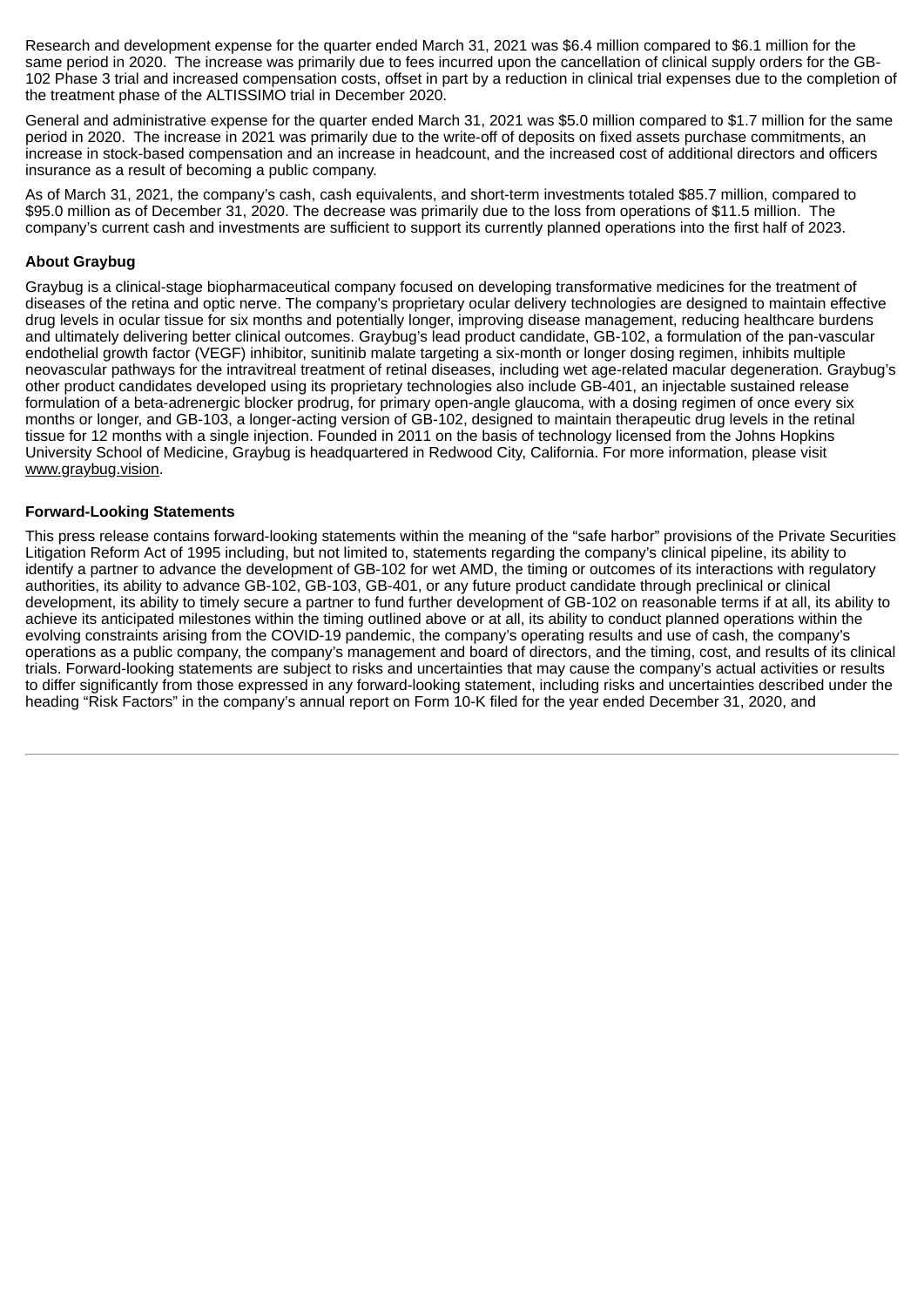Research and development expense for the quarter ended March 31, 2021 was $6.4 million compared to $6.1 million for the same period in 2020. The increase was primarily due to fees incurred upon the cancellation of clinical supply orders for the GB-102 Phase 3 trial and increased compensation costs, offset in part by a reduction in clinical trial expenses due to the completion of the treatment phase of the ALTISSIMO trial in December 2020.

General and administrative expense for the quarter ended March 31, 2021 was $5.0 million compared to $1.7 million for the same period in 2020. The increase in 2021 was primarily due to the write-off of deposits on fixed assets purchase commitments, an increase in stock-based compensation and an increase in headcount, and the increased cost of additional directors and officers insurance as a result of becoming a public company.

As of March 31, 2021, the company's cash, cash equivalents, and short-term investments totaled $85.7 million, compared to $95.0 million as of December 31, 2020. The decrease was primarily due to the loss from operations of $11.5 million. The company's current cash and investments are sufficient to support its currently planned operations into the first half of 2023.

**About Graybug**

Graybug is a clinical-stage biopharmaceutical company focused on developing transformative medicines for the treatment of diseases of the retina and optic nerve. The company's proprietary ocular delivery technologies are designed to maintain effective drug levels in ocular tissue for six months and potentially longer, improving disease management, reducing healthcare burdens and ultimately delivering better clinical outcomes. Graybug's lead product candidate, GB-102, a formulation of the pan-vascular endothelial growth factor (VEGF) inhibitor, sunitinib malate targeting a six-month or longer dosing regimen, inhibits multiple neovascular pathways for the intravitreal treatment of retinal diseases, including wet age-related macular degeneration. Graybug's other product candidates developed using its proprietary technologies also include GB-401, an injectable sustained release formulation of a beta-adrenergic blocker prodrug, for primary open-angle glaucoma, with a dosing regimen of once every six months or longer, and GB-103, a longer-acting version of GB-102, designed to maintain therapeutic drug levels in the retinal tissue for 12 months with a single injection. Founded in 2011 on the basis of technology licensed from the Johns Hopkins University School of Medicine, Graybug is headquartered in Redwood City, California. For more information, please visit www.graybug.vision.

**Forward-Looking Statements**

This press release contains forward-looking statements within the meaning of the "safe harbor" provisions of the Private Securities Litigation Reform Act of 1995 including, but not limited to, statements regarding the company's clinical pipeline, its ability to identify a partner to advance the development of GB-102 for wet AMD, the timing or outcomes of its interactions with regulatory authorities, its ability to advance GB-102, GB-103, GB-401, or any future product candidate through preclinical or clinical development, its ability to timely secure a partner to fund further development of GB-102 on reasonable terms if at all, its ability to achieve its anticipated milestones within the timing outlined above or at all, its ability to conduct planned operations within the evolving constraints arising from the COVID-19 pandemic, the company's operating results and use of cash, the company's operations as a public company, the company's management and board of directors, and the timing, cost, and results of its clinical trials. Forward-looking statements are subject to risks and uncertainties that may cause the company's actual activities or results to differ significantly from those expressed in any forward-looking statement, including risks and uncertainties described under the heading "Risk Factors" in the company's annual report on Form 10-K filed for the year ended December 31, 2020, and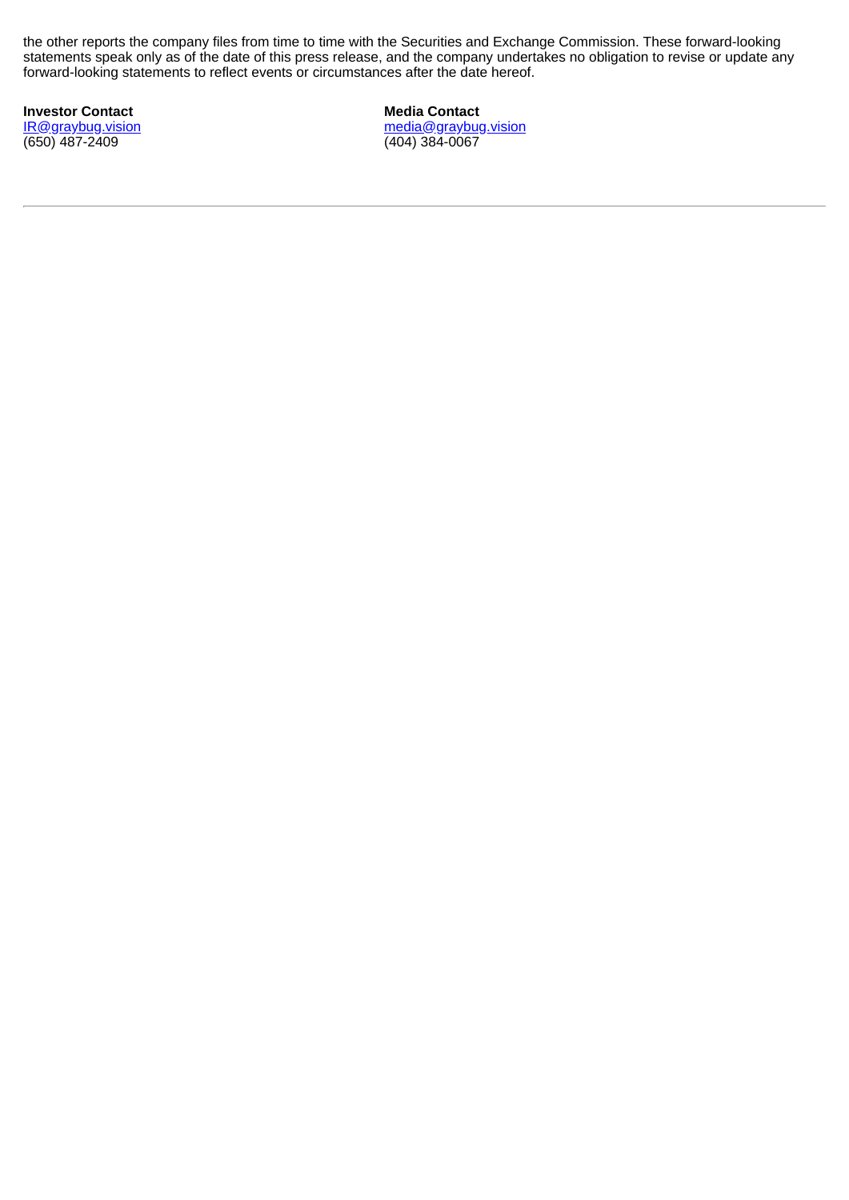the other reports the company files from time to time with the Securities and Exchange Commission. These forward-looking statements speak only as of the date of this press release, and the company undertakes no obligation to revise or update any forward-looking statements to reflect events or circumstances after the date hereof.

**Investor Contact**
IR@graybug.vision
(650) 487-2409

**Media Contact**
media@graybug.vision
(404) 384-0067

---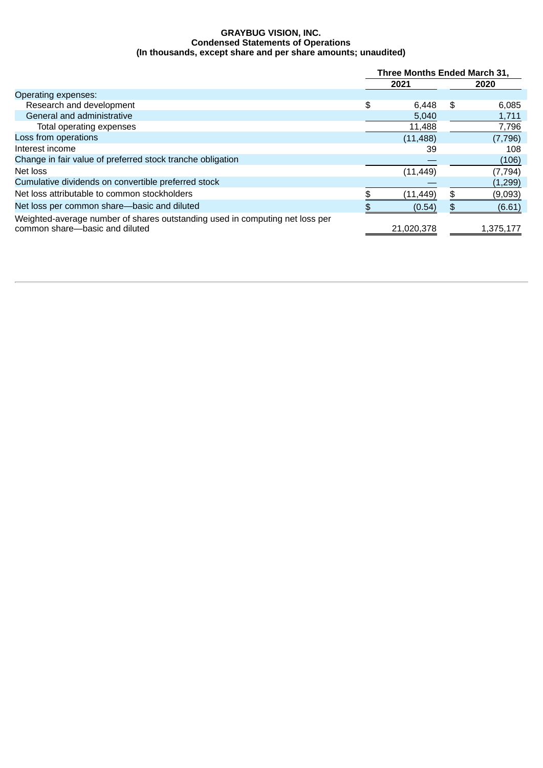**GRAYBUG VISION, INC.**
**Condensed Statements of Operations**
**(In thousands, except share and per share amounts; unaudited)**

| | Three Months Ended March 31, | |
|---|---|---|
| | 2021 | 2020 |
| Operating expenses: | | |
| Research and development | $ 6,448 | $ 6,085 |
| General and administrative | 5,040 | 1,711 |
| Total operating expenses | 11,488 | 7,796 |
| Loss from operations | (11,488) | (7,796) |
| Interest income | 39 | 108 |
| Change in fair value of preferred stock tranche obligation | — | (106) |
| Net loss | (11,449) | (7,794) |
| Cumulative dividends on convertible preferred stock | — | (1,299) |
| Net loss attributable to common stockholders | $ (11,449) | $ (9,093) |
| Net loss per common share—basic and diluted | $ (0.54) | $ (6.61) |
| Weighted-average number of shares outstanding used in computing net loss per common share—basic and diluted | 21,020,378 | 1,375,177 |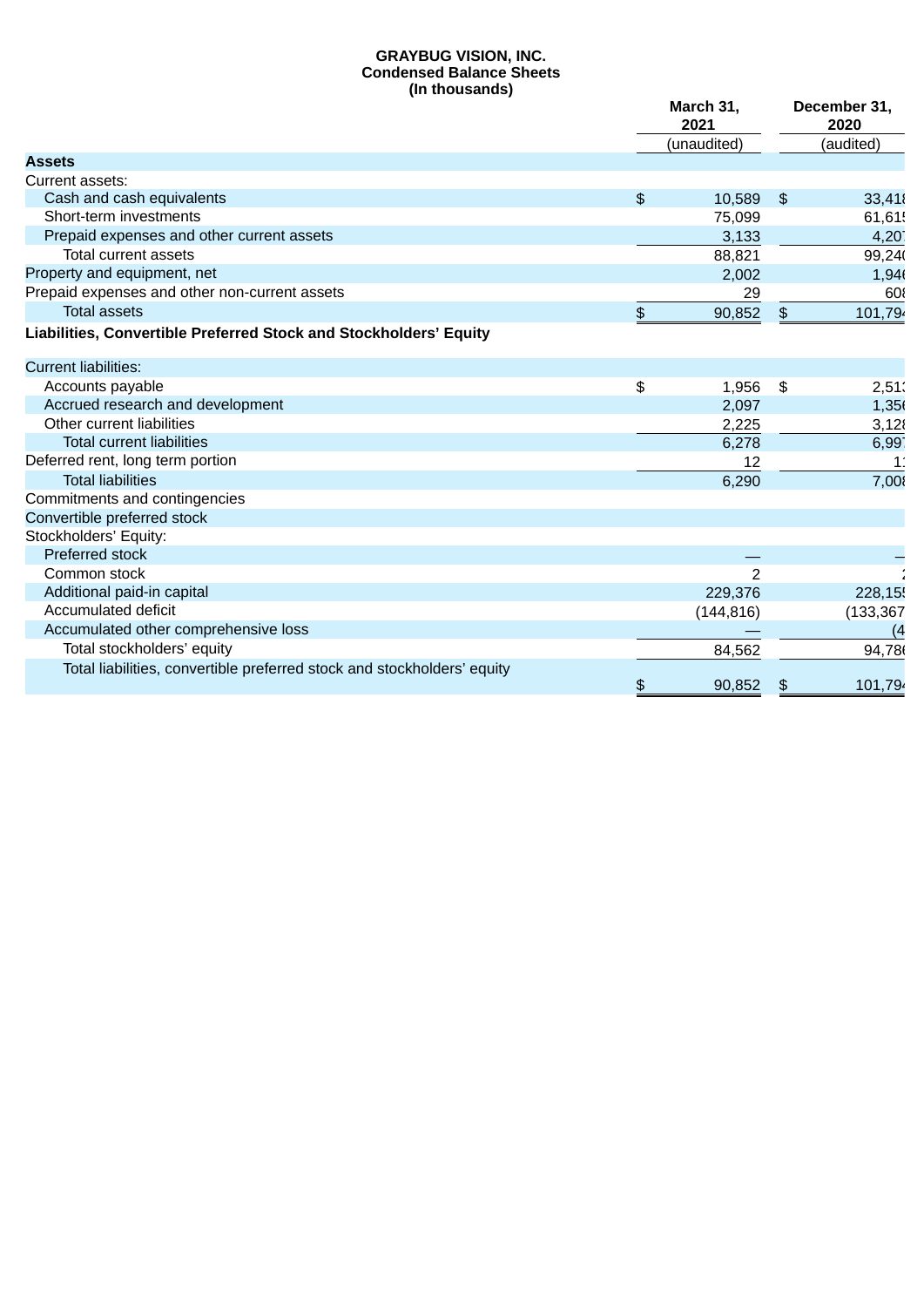**GRAYBUG VISION, INC.**
**Condensed Balance Sheets**
**(In thousands)**

| | March 31, 2021 | December 31, 2020 |
|---|---|---|
| | (unaudited) | (audited) |
| **Assets** | | |
| Current assets: | | |
| Cash and cash equivalents | $ 10,589 | $ 33,418 |
| Short-term investments | 75,099 | 61,615 |
| Prepaid expenses and other current assets | 3,133 | 4,207 |
| Total current assets | 88,821 | 99,240 |
| Property and equipment, net | 2,002 | 1,946 |
| Prepaid expenses and other non-current assets | 29 | 608 |
| Total assets | $ 90,852 | $ 101,794 |
| **Liabilities, Convertible Preferred Stock and Stockholders' Equity** | | |
| Current liabilities: | | |
| Accounts payable | $ 1,956 | $ 2,513 |
| Accrued research and development | 2,097 | 1,356 |
| Other current liabilities | 2,225 | 3,128 |
| Total current liabilities | 6,278 | 6,997 |
| Deferred rent, long term portion | 12 | 11 |
| Total liabilities | 6,290 | 7,008 |
| Commitments and contingencies | | |
| Convertible preferred stock | | |
| Stockholders' Equity: | | |
| Preferred stock | — | — |
| Common stock | 2 | 2 |
| Additional paid-in capital | 229,376 | 228,155 |
| Accumulated deficit | (144,816) | (133,367) |
| Accumulated other comprehensive loss | — | (4) |
| Total stockholders' equity | 84,562 | 94,786 |
| Total liabilities, convertible preferred stock and stockholders' equity | $ 90,852 | $ 101,794 |